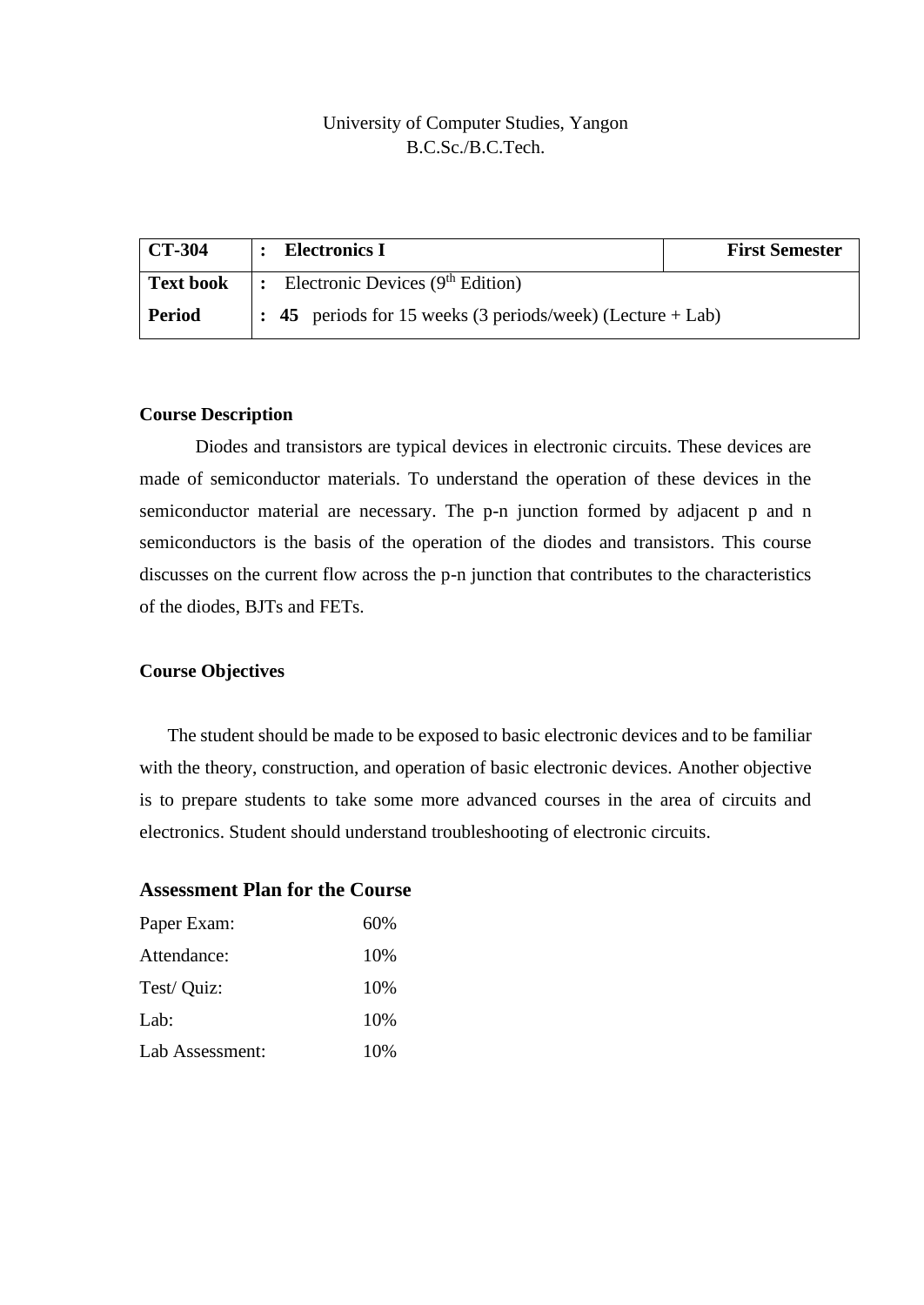University of Computer Studies, Yangon
B.C.Sc./B.C.Tech.

| **CT-304** | **:** **Electronics I** | **First Semester** |
|---|---|---|
| **Text book** | **:** Electronic Devices (9th Edition) | |
| **Period** | **:** **45** periods for 15 weeks (3 periods/week) (Lecture + Lab) | |

**Course Description**

Diodes and transistors are typical devices in electronic circuits. These devices are made of semiconductor materials. To understand the operation of these devices in the semiconductor material are necessary. The p-n junction formed by adjacent p and n semiconductors is the basis of the operation of the diodes and transistors. This course discusses on the current flow across the p-n junction that contributes to the characteristics of the diodes, BJTs and FETs.

**Course Objectives**

The student should be made to be exposed to basic electronic devices and to be familiar with the theory, construction, and operation of basic electronic devices. Another objective is to prepare students to take some more advanced courses in the area of circuits and electronics. Student should understand troubleshooting of electronic circuits.

**Assessment Plan for the Course**

| | |
|---|---|
| Paper Exam: | 60% |
| Attendance: | 10% |
| Test/ Quiz: | 10% |
| Lab: | 10% |
| Lab Assessment: | 10% |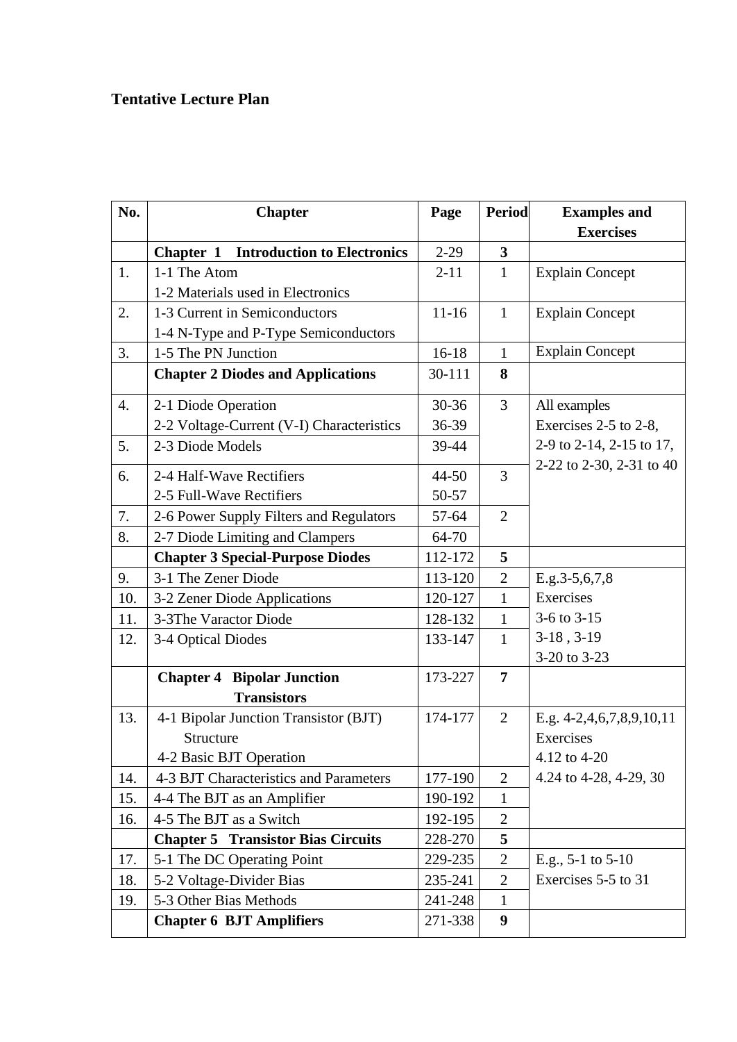**Tentative Lecture Plan**

| No. | Chapter | Page | Period | Examples and Exercises |
|---|---|---|---|---|
| | **Chapter 1 Introduction to Electronics** | 2-29 | **3** | |
| 1. | 1-1 The Atom<br>1-2 Materials used in Electronics | 2-11 | 1 | Explain Concept |
| 2. | 1-3 Current in Semiconductors<br>1-4 N-Type and P-Type Semiconductors | 11-16 | 1 | Explain Concept |
| 3. | 1-5 The PN Junction | 16-18 | 1 | Explain Concept |
| | **Chapter 2 Diodes and Applications** | 30-111 | **8** | |
| 4. | 2-1 Diode Operation<br>2-2 Voltage-Current (V-I) Characteristics | 30-36<br>36-39 | 3 | All examples<br>Exercises 2-5 to 2-8,<br>2-9 to 2-14, 2-15 to 17,<br>2-22 to 2-30, 2-31 to 40 |
| 5. | 2-3 Diode Models | 39-44 | | |
| 6. | 2-4 Half-Wave Rectifiers<br>2-5 Full-Wave Rectifiers | 44-50<br>50-57 | 3 | |
| 7. | 2-6 Power Supply Filters and Regulators | 57-64 | 2 | |
| 8. | 2-7 Diode Limiting and Clampers | 64-70 | | |
| | **Chapter 3 Special-Purpose Diodes** | 112-172 | **5** | |
| 9. | 3-1 The Zener Diode | 113-120 | 2 | E.g.3-5,6,7,8<br>Exercises<br>3-6 to 3-15<br>3-18 , 3-19<br>3-20 to 3-23 |
| 10. | 3-2 Zener Diode Applications | 120-127 | 1 | |
| 11. | 3-3The Varactor Diode | 128-132 | 1 | |
| 12. | 3-4 Optical Diodes | 133-147 | 1 | |
| | **Chapter 4 Bipolar Junction Transistors** | 173-227 | **7** | |
| 13. | 4-1 Bipolar Junction Transistor (BJT) Structure<br>4-2 Basic BJT Operation | 174-177 | 2 | E.g. 4-2,4,6,7,8,9,10,11<br>Exercises<br>4.12 to 4-20<br>4.24 to 4-28, 4-29, 30 |
| 14. | 4-3 BJT Characteristics and Parameters | 177-190 | 2 | |
| 15. | 4-4 The BJT as an Amplifier | 190-192 | 1 | |
| 16. | 4-5 The BJT as a Switch | 192-195 | 2 | |
| | **Chapter 5 Transistor Bias Circuits** | 228-270 | **5** | |
| 17. | 5-1 The DC Operating Point | 229-235 | 2 | E.g., 5-1 to 5-10<br>Exercises 5-5 to 31 |
| 18. | 5-2 Voltage-Divider Bias | 235-241 | 2 | |
| 19. | 5-3 Other Bias Methods | 241-248 | 1 | |
| | **Chapter 6 BJT Amplifiers** | 271-338 | **9** | |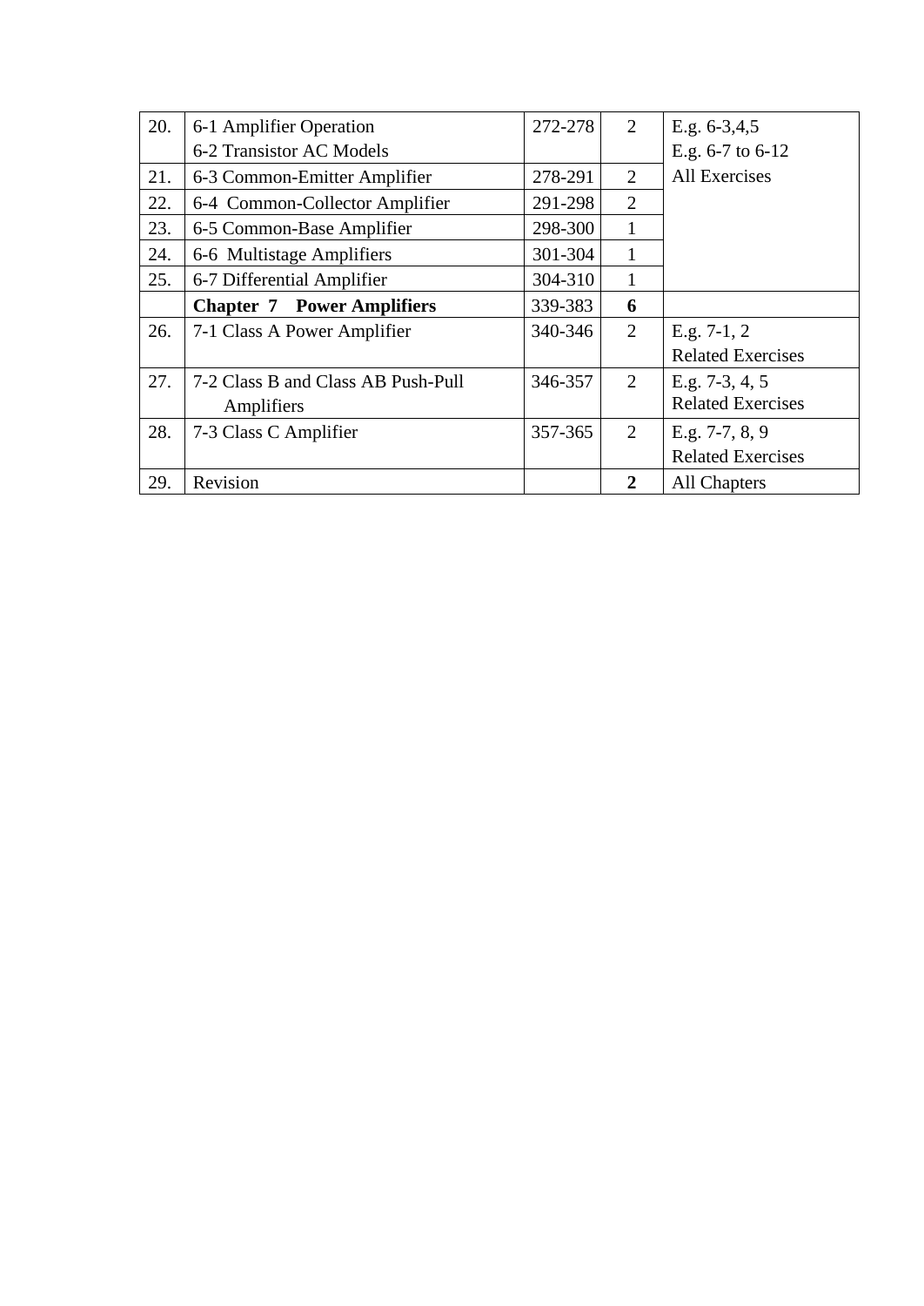| | | | | |
|---|---|---|---|---|
| 20. | 6-1 Amplifier Operation<br>6-2 Transistor AC Models | 272-278 | 2 | E.g. 6-3,4,5<br>E.g. 6-7 to 6-12<br>All Exercises |
| 21. | 6-3 Common-Emitter Amplifier | 278-291 | 2 | |
| 22. | 6-4 Common-Collector Amplifier | 291-298 | 2 | |
| 23. | 6-5 Common-Base Amplifier | 298-300 | 1 | |
| 24. | 6-6 Multistage Amplifiers | 301-304 | 1 | |
| 25. | 6-7 Differential Amplifier | 304-310 | 1 | |
| | **Chapter 7 Power Amplifiers** | 339-383 | **6** | |
| 26. | 7-1 Class A Power Amplifier | 340-346 | 2 | E.g. 7-1, 2<br>Related Exercises |
| 27. | 7-2 Class B and Class AB Push-Pull Amplifiers | 346-357 | 2 | E.g. 7-3, 4, 5<br>Related Exercises |
| 28. | 7-3 Class C Amplifier | 357-365 | 2 | E.g. 7-7, 8, 9<br>Related Exercises |
| 29. | Revision | | **2** | All Chapters |